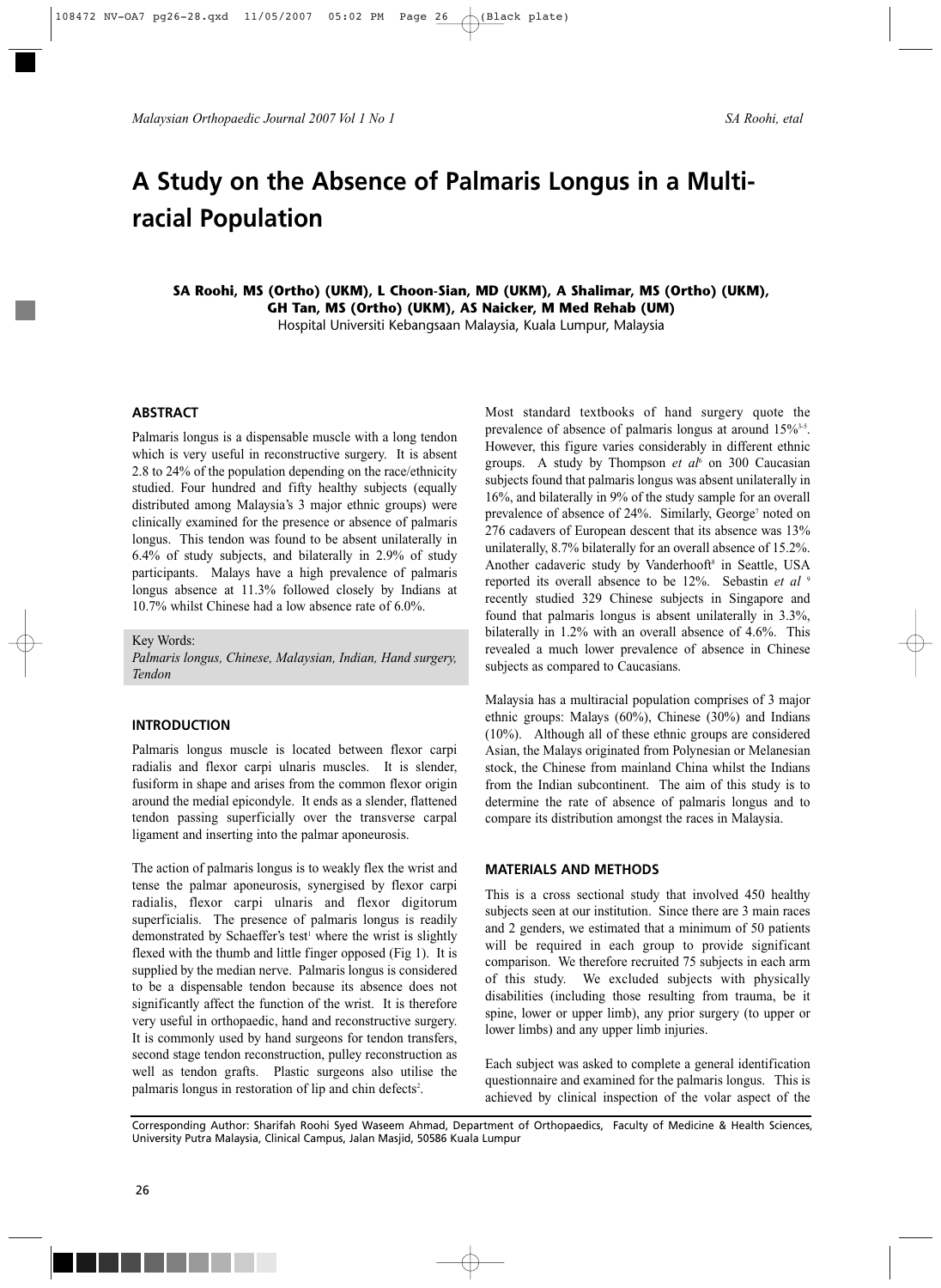# A Study on the Absence of Palmaris Longus in a Multi-racial Population

**SA Roohi, MS (Ortho) (UKM), L Choon-Sian, MD (UKM), A Shalimar, MS (Ortho) (UKM), GH Tan, MS (Ortho) (UKM), AS Naicker, M Med Rehab (UM)**

Hospital Universiti Kebangsaan Malaysia, Kuala Lumpur, Malaysia

## ABSTRACT

Palmaris longus is a dispensable muscle with a long tendon which is very useful in reconstructive surgery. It is absent 2.8 to 24% of the population depending on the race/ethnicity studied. Four hundred and fifty healthy subjects (equally distributed among Malaysia's 3 major ethnic groups) were clinically examined for the presence or absence of palmaris longus. This tendon was found to be absent unilaterally in 6.4% of study subjects, and bilaterally in 2.9% of study participants. Malays have a high prevalence of palmaris longus absence at 11.3% followed closely by Indians at 10.7% whilst Chinese had a low absence rate of 6.0%.

Key Words:
*Palmaris longus, Chinese, Malaysian, Indian, Hand surgery, Tendon*

## INTRODUCTION

Palmaris longus muscle is located between flexor carpi radialis and flexor carpi ulnaris muscles. It is slender, fusiform in shape and arises from the common flexor origin around the medial epicondyle. It ends as a slender, flattened tendon passing superficially over the transverse carpal ligament and inserting into the palmar aponeurosis.

The action of palmaris longus is to weakly flex the wrist and tense the palmar aponeurosis, synergised by flexor carpi radialis, flexor carpi ulnaris and flexor digitorum superficialis. The presence of palmaris longus is readily demonstrated by Schaeffer's test[1] where the wrist is slightly flexed with the thumb and little finger opposed (Fig 1). It is supplied by the median nerve. Palmaris longus is considered to be a dispensable tendon because its absence does not significantly affect the function of the wrist. It is therefore very useful in orthopaedic, hand and reconstructive surgery. It is commonly used by hand surgeons for tendon transfers, second stage tendon reconstruction, pulley reconstruction as well as tendon grafts. Plastic surgeons also utilise the palmaris longus in restoration of lip and chin defects[2].

Most standard textbooks of hand surgery quote the prevalence of absence of palmaris longus at around 15%[3-5]. However, this figure varies considerably in different ethnic groups. A study by Thompson *et al*[6] on 300 Caucasian subjects found that palmaris longus was absent unilaterally in 16%, and bilaterally in 9% of the study sample for an overall prevalence of absence of 24%. Similarly, George[7] noted on 276 cadavers of European descent that its absence was 13% unilaterally, 8.7% bilaterally for an overall absence of 15.2%. Another cadaveric study by Vanderhooft[8] in Seattle, USA reported its overall absence to be 12%. Sebastin *et al*[9] recently studied 329 Chinese subjects in Singapore and found that palmaris longus is absent unilaterally in 3.3%, bilaterally in 1.2% with an overall absence of 4.6%. This revealed a much lower prevalence of absence in Chinese subjects as compared to Caucasians.

Malaysia has a multiracial population comprises of 3 major ethnic groups: Malays (60%), Chinese (30%) and Indians (10%). Although all of these ethnic groups are considered Asian, the Malays originated from Polynesian or Melanesian stock, the Chinese from mainland China whilst the Indians from the Indian subcontinent. The aim of this study is to determine the rate of absence of palmaris longus and to compare its distribution amongst the races in Malaysia.

## MATERIALS AND METHODS

This is a cross sectional study that involved 450 healthy subjects seen at our institution. Since there are 3 main races and 2 genders, we estimated that a minimum of 50 patients will be required in each group to provide significant comparison. We therefore recruited 75 subjects in each arm of this study. We excluded subjects with physically disabilities (including those resulting from trauma, be it spine, lower or upper limb), any prior surgery (to upper or lower limbs) and any upper limb injuries.

Each subject was asked to complete a general identification questionnaire and examined for the palmaris longus. This is achieved by clinical inspection of the volar aspect of the

Corresponding Author: Sharifah Roohi Syed Waseem Ahmad, Department of Orthopaedics, Faculty of Medicine & Health Sciences, University Putra Malaysia, Clinical Campus, Jalan Masjid, 50586 Kuala Lumpur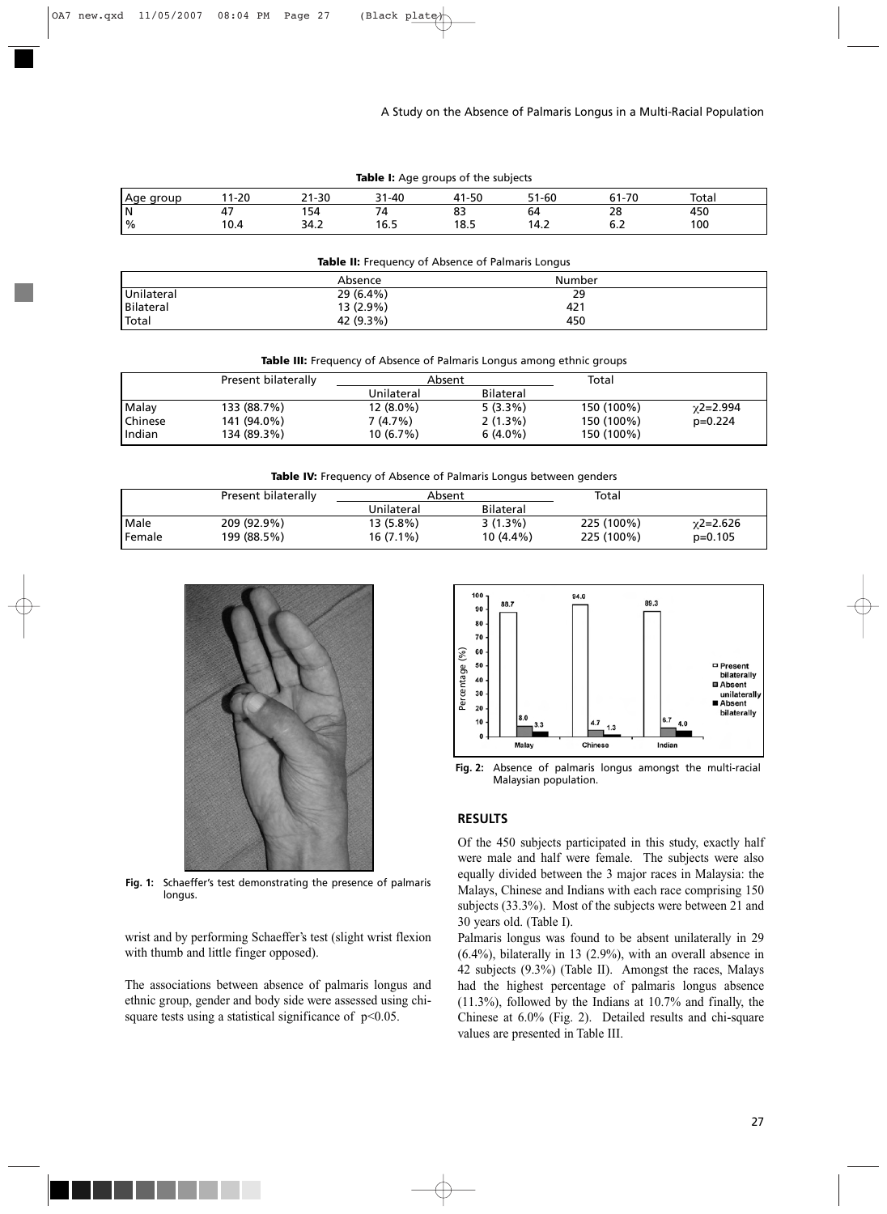**Table I:** Age groups of the subjects

| Age group | 11-20 | 21-30 | 31-40 | 41-50 | 51-60 | 61-70 | Total |
|---|---|---|---|---|---|---|---|
| N | 47 | 154 | 74 | 83 | 64 | 28 | 450 |
| % | 10.4 | 34.2 | 16.5 | 18.5 | 14.2 | 6.2 | 100 |

**Table II:** Frequency of Absence of Palmaris Longus

| | Absence | Number |
|---|---|---|
| Unilateral | 29 (6.4%) | 29 |
| Bilateral | 13 (2.9%) | 421 |
| Total | 42 (9.3%) | 450 |

**Table III:** Frequency of Absence of Palmaris Longus among ethnic groups

| | Present bilaterally | Absent | | Total | |
|---|---|---|---|---|---|
| | | Unilateral | Bilateral | | |
| Malay | 133 (88.7%) | 12 (8.0%) | 5 (3.3%) | 150 (100%) | $\chi 2$=2.994 |
| Chinese | 141 (94.0%) | 7 (4.7%) | 2 (1.3%) | 150 (100%) | p=0.224 |
| Indian | 134 (89.3%) | 10 (6.7%) | 6 (4.0%) | 150 (100%) | |

**Table IV:** Frequency of Absence of Palmaris Longus between genders

| | Present bilaterally | Absent | | Total | |
|---|---|---|---|---|---|
| | | Unilateral | Bilateral | | |
| Male | 209 (92.9%) | 13 (5.8%) | 3 (1.3%) | 225 (100%) | $\chi 2$=2.626 |
| Female | 199 (88.5%) | 16 (7.1%) | 10 (4.4%) | 225 (100%) | p=0.105 |

**Fig. 1:** Schaeffer's test demonstrating the presence of palmaris longus.

wrist and by performing Schaeffer's test (slight wrist flexion with thumb and little finger opposed).

The associations between absence of palmaris longus and ethnic group, gender and body side were assessed using chi-square tests using a statistical significance of $p<0.05$.

**Fig. 2:** Absence of palmaris longus amongst the multi-racial Malaysian population.

## RESULTS

Of the 450 subjects participated in this study, exactly half were male and half were female. The subjects were also equally divided between the 3 major races in Malaysia: the Malays, Chinese and Indians with each race comprising 150 subjects (33.3%). Most of the subjects were between 21 and 30 years old. (Table I).

Palmaris longus was found to be absent unilaterally in 29 (6.4%), bilaterally in 13 (2.9%), with an overall absence in 42 subjects (9.3%) (Table II). Amongst the races, Malays had the highest percentage of palmaris longus absence (11.3%), followed by the Indians at 10.7% and finally, the Chinese at 6.0% (Fig. 2). Detailed results and chi-square values are presented in Table III.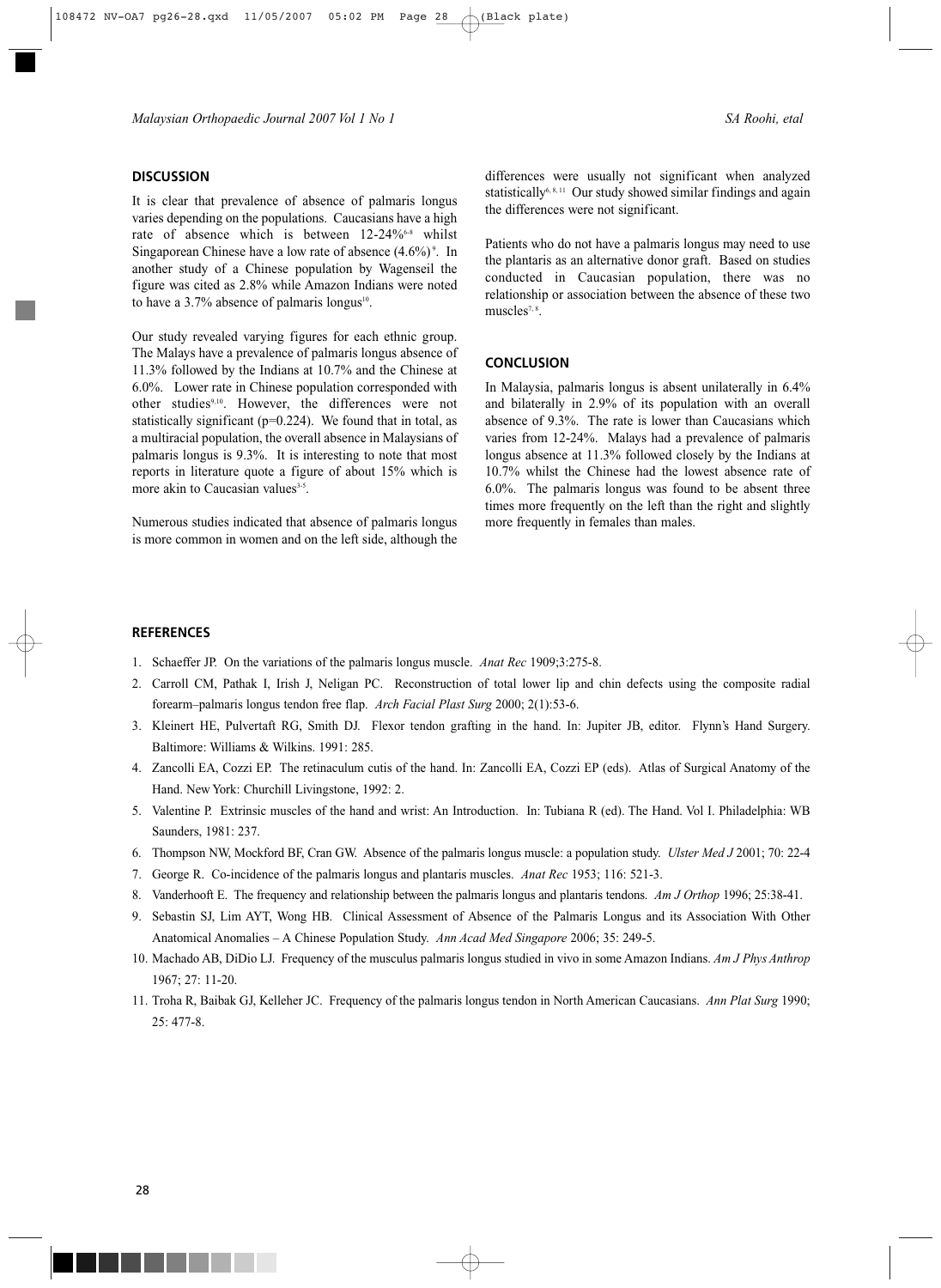## DISCUSSION

It is clear that prevalence of absence of palmaris longus varies depending on the populations. Caucasians have a high rate of absence which is between 12-24%[6-8] whilst Singaporean Chinese have a low rate of absence (4.6%)[9]. In another study of a Chinese population by Wagenseil the figure was cited as 2.8% while Amazon Indians were noted to have a 3.7% absence of palmaris longus[10].

Our study revealed varying figures for each ethnic group. The Malays have a prevalence of palmaris longus absence of 11.3% followed by the Indians at 10.7% and the Chinese at 6.0%. Lower rate in Chinese population corresponded with other studies[9,10]. However, the differences were not statistically significant ($p=0.224$). We found that in total, as a multiracial population, the overall absence in Malaysians of palmaris longus is 9.3%. It is interesting to note that most reports in literature quote a figure of about 15% which is more akin to Caucasian values[3-5].

Numerous studies indicated that absence of palmaris longus is more common in women and on the left side, although the differences were usually not significant when analyzed statistically[6, 8, 11]. Our study showed similar findings and again the differences were not significant.

Patients who do not have a palmaris longus may need to use the plantaris as an alternative donor graft. Based on studies conducted in Caucasian population, there was no relationship or association between the absence of these two muscles[7, 8].

## CONCLUSION

In Malaysia, palmaris longus is absent unilaterally in 6.4% and bilaterally in 2.9% of its population with an overall absence of 9.3%. The rate is lower than Caucasians which varies from 12-24%. Malays had a prevalence of palmaris longus absence at 11.3% followed closely by the Indians at 10.7% whilst the Chinese had the lowest absence rate of 6.0%. The palmaris longus was found to be absent three times more frequently on the left than the right and slightly more frequently in females than males.

## REFERENCES

1. Schaeffer JP. On the variations of the palmaris longus muscle. *Anat Rec* 1909;3:275-8.
2. Carroll CM, Pathak I, Irish J, Neligan PC. Reconstruction of total lower lip and chin defects using the composite radial forearm–palmaris longus tendon free flap. *Arch Facial Plast Surg* 2000; 2(1):53-6.
3. Kleinert HE, Pulvertaft RG, Smith DJ. Flexor tendon grafting in the hand. In: Jupiter JB, editor. Flynn's Hand Surgery. Baltimore: Williams & Wilkins. 1991: 285.
4. Zancolli EA, Cozzi EP. The retinaculum cutis of the hand. In: Zancolli EA, Cozzi EP (eds). Atlas of Surgical Anatomy of the Hand. New York: Churchill Livingstone, 1992: 2.
5. Valentine P. Extrinsic muscles of the hand and wrist: An Introduction. In: Tubiana R (ed). The Hand. Vol I. Philadelphia: WB Saunders, 1981: 237.
6. Thompson NW, Mockford BF, Cran GW. Absence of the palmaris longus muscle: a population study. *Ulster Med J* 2001; 70: 22-4
7. George R. Co-incidence of the palmaris longus and plantaris muscles. *Anat Rec* 1953; 116: 521-3.
8. Vanderhooft E. The frequency and relationship between the palmaris longus and plantaris tendons. *Am J Orthop* 1996; 25:38-41.
9. Sebastin SJ, Lim AYT, Wong HB. Clinical Assessment of Absence of the Palmaris Longus and its Association With Other Anatomical Anomalies – A Chinese Population Study. *Ann Acad Med Singapore* 2006; 35: 249-5.
10. Machado AB, DiDio LJ. Frequency of the musculus palmaris longus studied in vivo in some Amazon Indians. *Am J Phys Anthrop* 1967; 27: 11-20.
11. Troha R, Baibak GJ, Kelleher JC. Frequency of the palmaris longus tendon in North American Caucasians. *Ann Plat Surg* 1990; 25: 477-8.